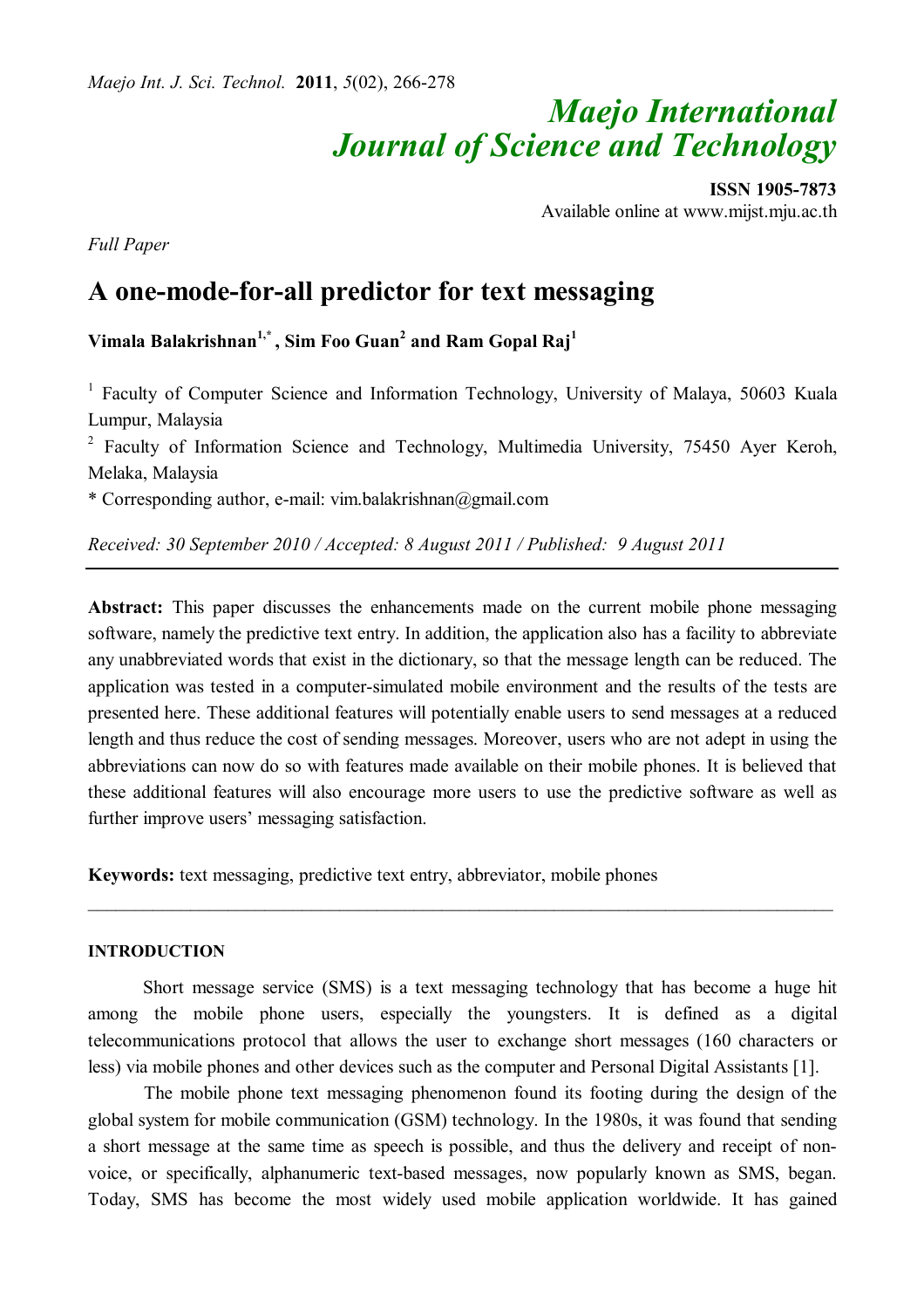# Maejo International Journal of Science and Technology

**ISSN 1905-7873**
Available online at www.mijst.mju.ac.th

*Full Paper*

## A one-mode-for-all predictor for text messaging

**Vimala Balakrishnan[1,*], Sim Foo Guan[2] and Ram Gopal Raj[1]**

[1] Faculty of Computer Science and Information Technology, University of Malaya, 50603 Kuala Lumpur, Malaysia

[2] Faculty of Information Science and Technology, Multimedia University, 75450 Ayer Keroh, Melaka, Malaysia

* Corresponding author, e-mail: vim.balakrishnan@gmail.com

*Received: 30 September 2010 / Accepted: 8 August 2011 / Published: 9 August 2011*

---

**Abstract:** This paper discusses the enhancements made on the current mobile phone messaging software, namely the predictive text entry. In addition, the application also has a facility to abbreviate any unabbreviated words that exist in the dictionary, so that the message length can be reduced. The application was tested in a computer-simulated mobile environment and the results of the tests are presented here. These additional features will potentially enable users to send messages at a reduced length and thus reduce the cost of sending messages. Moreover, users who are not adept in using the abbreviations can now do so with features made available on their mobile phones. It is believed that these additional features will also encourage more users to use the predictive software as well as further improve users' messaging satisfaction.

**Keywords:** text messaging, predictive text entry, abbreviator, mobile phones

---

### INTRODUCTION

Short message service (SMS) is a text messaging technology that has become a huge hit among the mobile phone users, especially the youngsters. It is defined as a digital telecommunications protocol that allows the user to exchange short messages (160 characters or less) via mobile phones and other devices such as the computer and Personal Digital Assistants [1].

The mobile phone text messaging phenomenon found its footing during the design of the global system for mobile communication (GSM) technology. In the 1980s, it was found that sending a short message at the same time as speech is possible, and thus the delivery and receipt of non-voice, or specifically, alphanumeric text-based messages, now popularly known as SMS, began. Today, SMS has become the most widely used mobile application worldwide. It has gained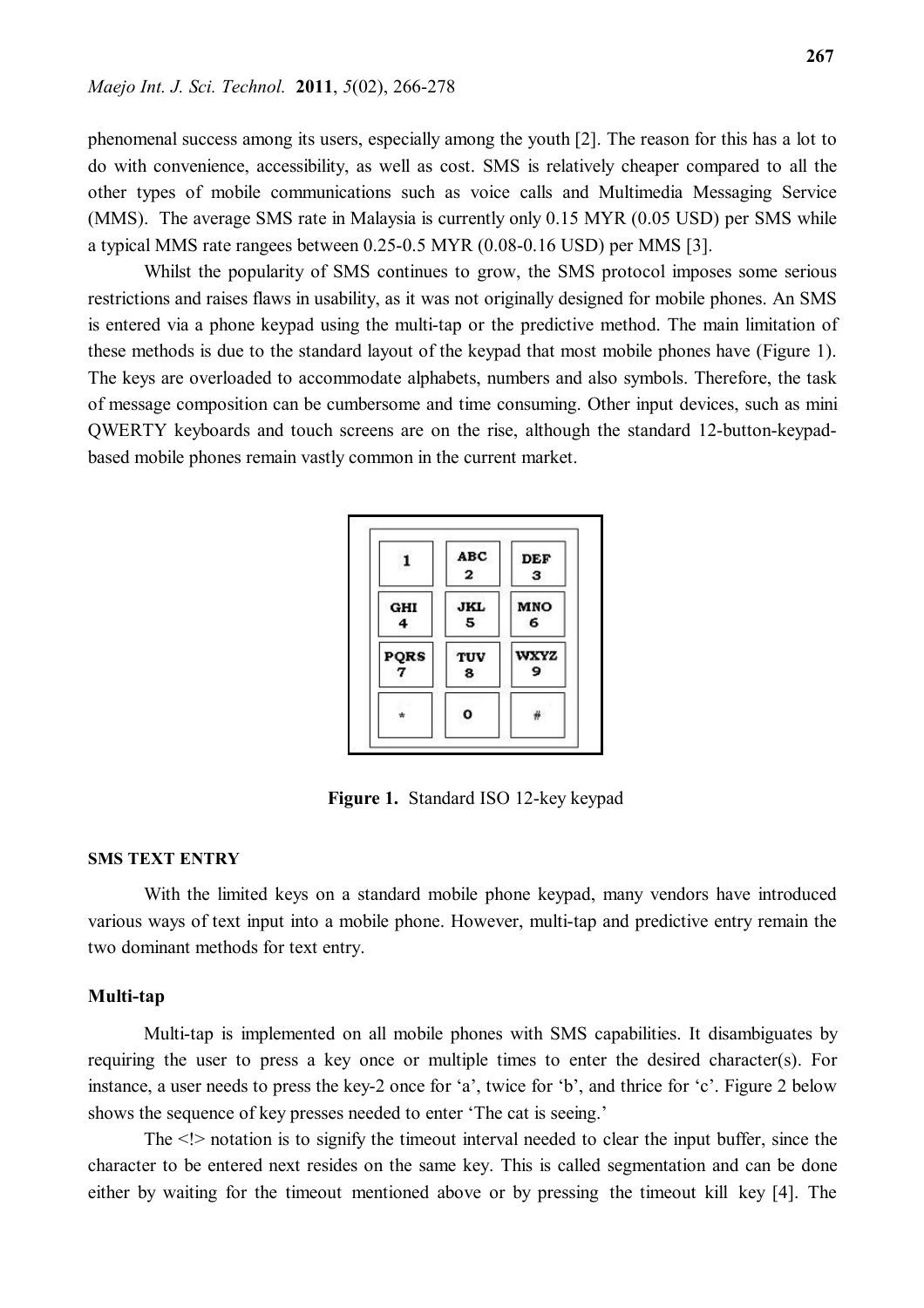phenomenal success among its users, especially among the youth [2]. The reason for this has a lot to do with convenience, accessibility, as well as cost. SMS is relatively cheaper compared to all the other types of mobile communications such as voice calls and Multimedia Messaging Service (MMS). The average SMS rate in Malaysia is currently only 0.15 MYR (0.05 USD) per SMS while a typical MMS rate rangees between 0.25-0.5 MYR (0.08-0.16 USD) per MMS [3].

Whilst the popularity of SMS continues to grow, the SMS protocol imposes some serious restrictions and raises flaws in usability, as it was not originally designed for mobile phones. An SMS is entered via a phone keypad using the multi-tap or the predictive method. The main limitation of these methods is due to the standard layout of the keypad that most mobile phones have (Figure 1). The keys are overloaded to accommodate alphabets, numbers and also symbols. Therefore, the task of message composition can be cumbersome and time consuming. Other input devices, such as mini QWERTY keyboards and touch screens are on the rise, although the standard 12-button-keypad-based mobile phones remain vastly common in the current market.

1 | ABC 2 | DEF 3

GHI 4 | JKL 5 | MNO 6

PQRS 7 | TUV 8 | WXYZ 9

* | 0 | #

**Figure 1.** Standard ISO 12-key keypad

#### SMS TEXT ENTRY

With the limited keys on a standard mobile phone keypad, many vendors have introduced various ways of text input into a mobile phone. However, multi-tap and predictive entry remain the two dominant methods for text entry.

### Multi-tap

Multi-tap is implemented on all mobile phones with SMS capabilities. It disambiguates by requiring the user to press a key once or multiple times to enter the desired character(s). For instance, a user needs to press the key-2 once for 'a', twice for 'b', and thrice for 'c'. Figure 2 below shows the sequence of key presses needed to enter 'The cat is seeing.'

The <!> notation is to signify the timeout interval needed to clear the input buffer, since the character to be entered next resides on the same key. This is called segmentation and can be done either by waiting for the timeout mentioned above or by pressing the timeout kill key [4]. The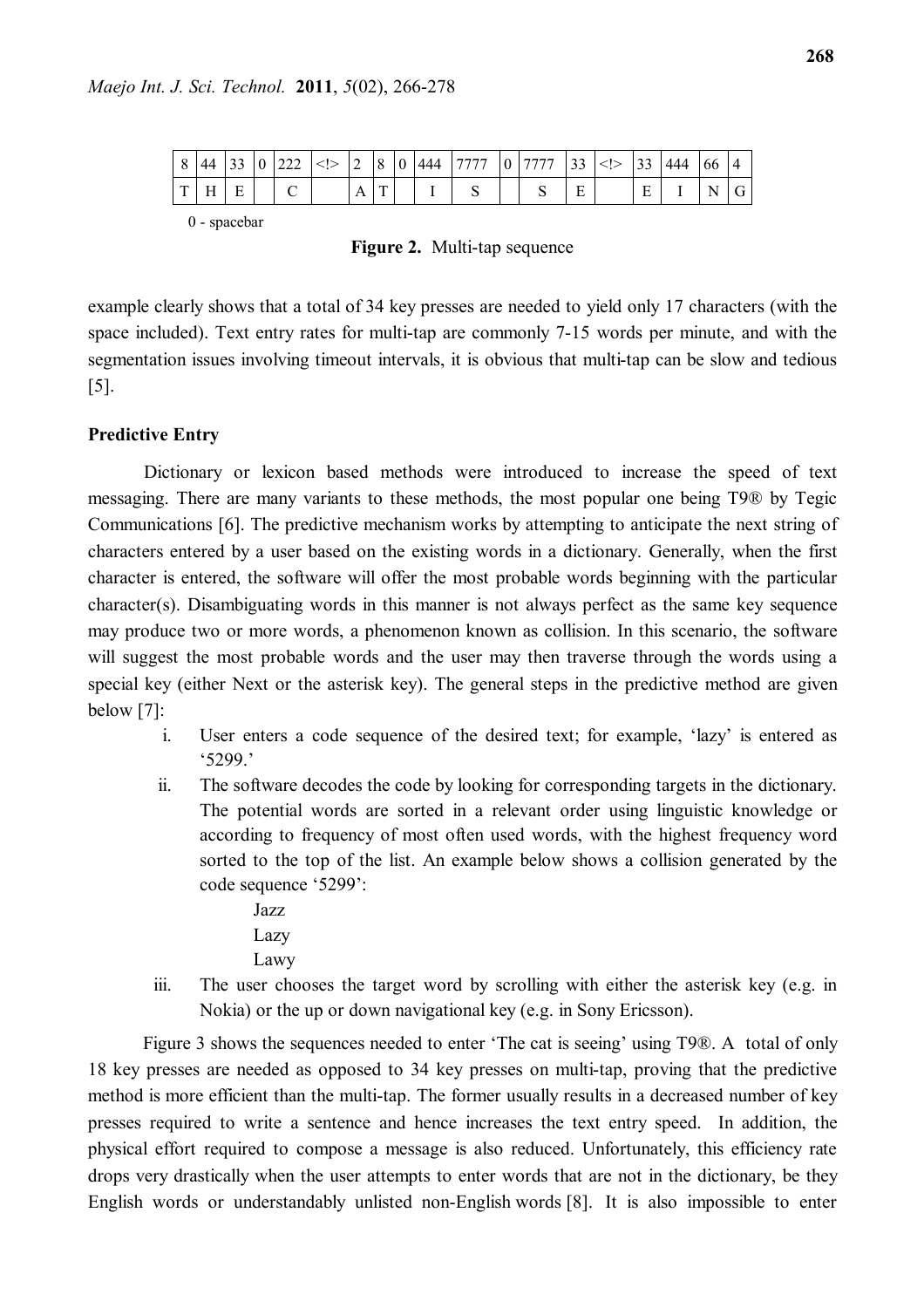| | | | | | | | | | | | | | | | | | | | |
|---|---|---|---|---|---|---|---|---|---|---|---|---|---|---|---|---|---|---|---|
| 8 | 44 | 33 | 0 | 222 | <!> | 2 | 8 | 0 | 444 | 7777 | 0 | 7777 | 33 | <!> | 33 | 444 | 66 | 4 |
| T | H | E | | C | | A | T | | I | S | | S | E | | E | I | N | G |

0 - spacebar

**Figure 2.** Multi-tap sequence

example clearly shows that a total of 34 key presses are needed to yield only 17 characters (with the space included). Text entry rates for multi-tap are commonly 7-15 words per minute, and with the segmentation issues involving timeout intervals, it is obvious that multi-tap can be slow and tedious [5].

**Predictive Entry**

Dictionary or lexicon based methods were introduced to increase the speed of text messaging. There are many variants to these methods, the most popular one being T9® by Tegic Communications [6]. The predictive mechanism works by attempting to anticipate the next string of characters entered by a user based on the existing words in a dictionary. Generally, when the first character is entered, the software will offer the most probable words beginning with the particular character(s). Disambiguating words in this manner is not always perfect as the same key sequence may produce two or more words, a phenomenon known as collision. In this scenario, the software will suggest the most probable words and the user may then traverse through the words using a special key (either Next or the asterisk key). The general steps in the predictive method are given below [7]:

i. User enters a code sequence of the desired text; for example, 'lazy' is entered as '5299.'
ii. The software decodes the code by looking for corresponding targets in the dictionary. The potential words are sorted in a relevant order using linguistic knowledge or according to frequency of most often used words, with the highest frequency word sorted to the top of the list. An example below shows a collision generated by the code sequence '5299':

    Jazz
    Lazy
    Lawy

iii. The user chooses the target word by scrolling with either the asterisk key (e.g. in Nokia) or the up or down navigational key (e.g. in Sony Ericsson).

Figure 3 shows the sequences needed to enter 'The cat is seeing' using T9®. A total of only 18 key presses are needed as opposed to 34 key presses on multi-tap, proving that the predictive method is more efficient than the multi-tap. The former usually results in a decreased number of key presses required to write a sentence and hence increases the text entry speed. In addition, the physical effort required to compose a message is also reduced. Unfortunately, this efficiency rate drops very drastically when the user attempts to enter words that are not in the dictionary, be they English words or understandably unlisted non-English words [8]. It is also impossible to enter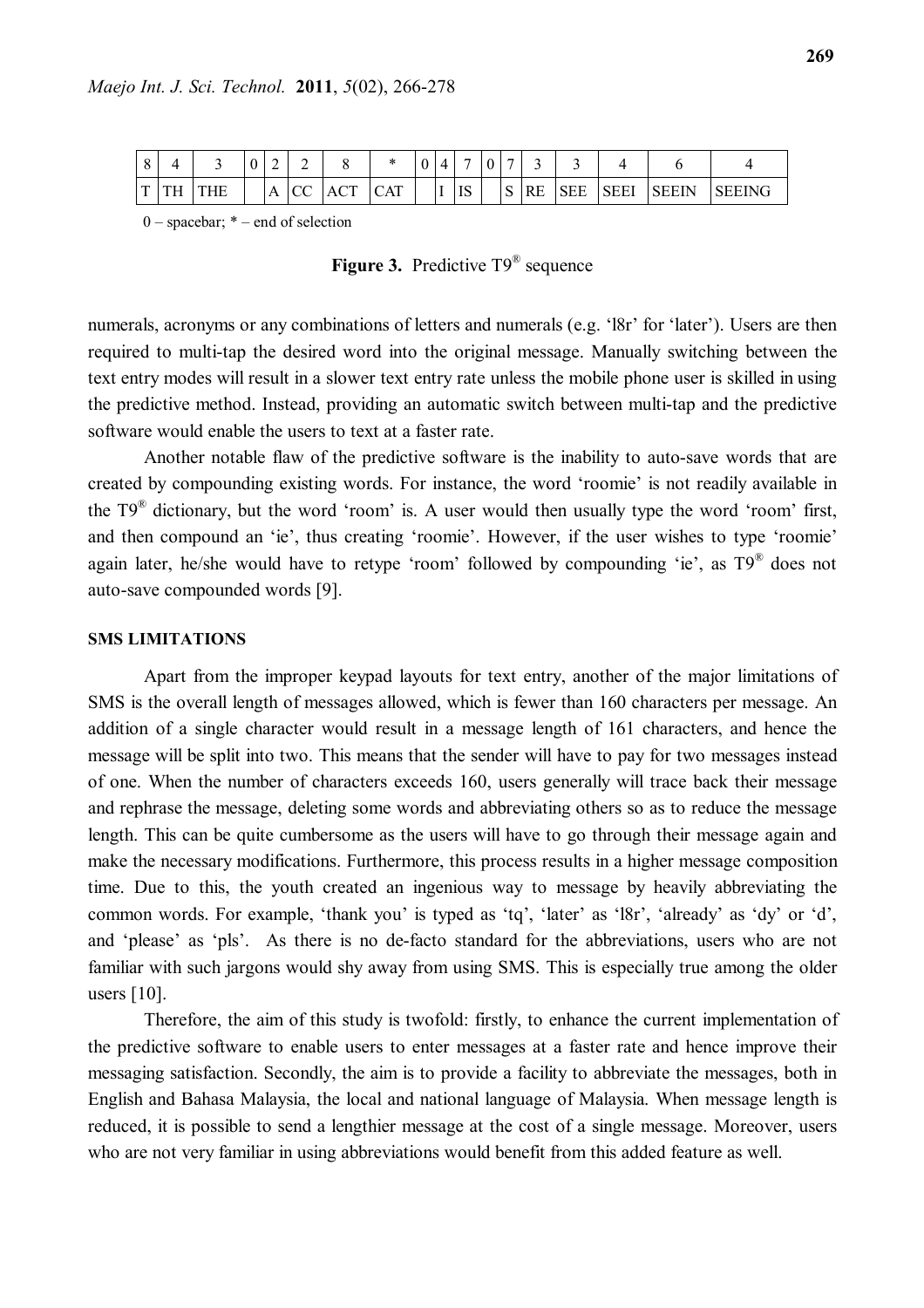| | | | | | | | | | | | | | | | | | |
|---|---|---|---|---|---|---|---|---|---|---|---|---|---|---|---|---|---|
| 8 | 4 | 3 | 0 | 2 | 2 | 8 | * | 0 | 4 | 7 | 0 | 7 | 3 | 3 | 4 | 6 | 4 |
| T | TH | THE | | A | CC | ACT | CAT | | I | IS | | S | RE | SEE | SEEI | SEEIN | SEEING |

0 – spacebar; * – end of selection

**Figure 3.** Predictive T9® sequence

numerals, acronyms or any combinations of letters and numerals (e.g. 'l8r' for 'later'). Users are then required to multi-tap the desired word into the original message. Manually switching between the text entry modes will result in a slower text entry rate unless the mobile phone user is skilled in using the predictive method. Instead, providing an automatic switch between multi-tap and the predictive software would enable the users to text at a faster rate.

Another notable flaw of the predictive software is the inability to auto-save words that are created by compounding existing words. For instance, the word 'roomie' is not readily available in the T9® dictionary, but the word 'room' is. A user would then usually type the word 'room' first, and then compound an 'ie', thus creating 'roomie'. However, if the user wishes to type 'roomie' again later, he/she would have to retype 'room' followed by compounding 'ie', as T9® does not auto-save compounded words [9].

## SMS LIMITATIONS

Apart from the improper keypad layouts for text entry, another of the major limitations of SMS is the overall length of messages allowed, which is fewer than 160 characters per message. An addition of a single character would result in a message length of 161 characters, and hence the message will be split into two. This means that the sender will have to pay for two messages instead of one. When the number of characters exceeds 160, users generally will trace back their message and rephrase the message, deleting some words and abbreviating others so as to reduce the message length. This can be quite cumbersome as the users will have to go through their message again and make the necessary modifications. Furthermore, this process results in a higher message composition time. Due to this, the youth created an ingenious way to message by heavily abbreviating the common words. For example, 'thank you' is typed as 'tq', 'later' as 'l8r', 'already' as 'dy' or 'd', and 'please' as 'pls'. As there is no de-facto standard for the abbreviations, users who are not familiar with such jargons would shy away from using SMS. This is especially true among the older users [10].

Therefore, the aim of this study is twofold: firstly, to enhance the current implementation of the predictive software to enable users to enter messages at a faster rate and hence improve their messaging satisfaction. Secondly, the aim is to provide a facility to abbreviate the messages, both in English and Bahasa Malaysia, the local and national language of Malaysia. When message length is reduced, it is possible to send a lengthier message at the cost of a single message. Moreover, users who are not very familiar in using abbreviations would benefit from this added feature as well.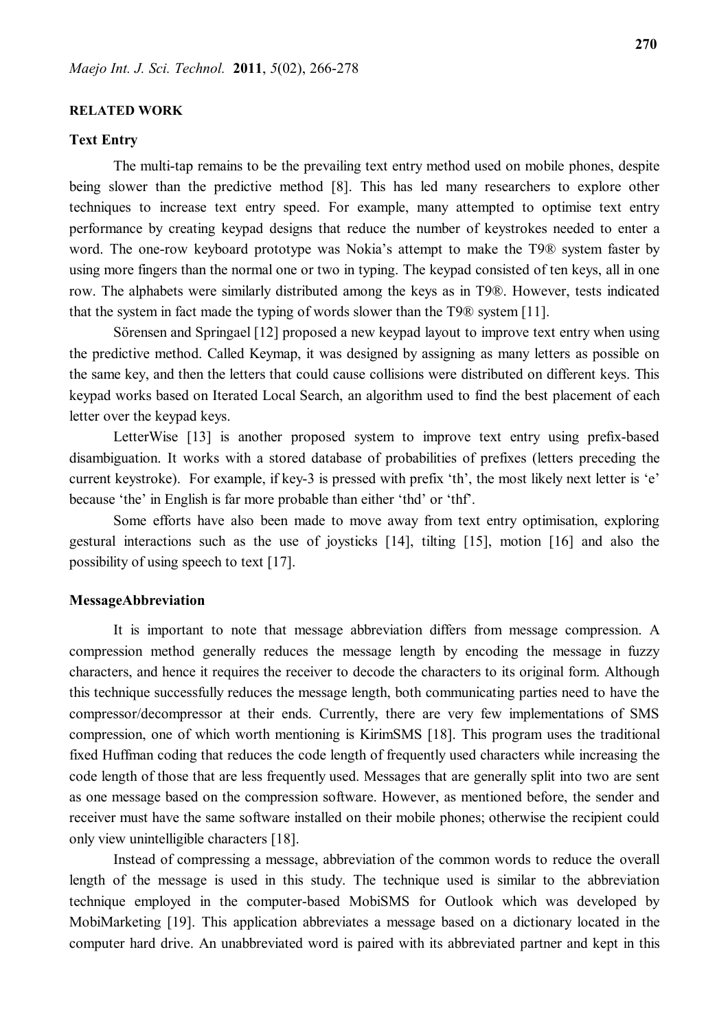## RELATED WORK

### Text Entry

The multi-tap remains to be the prevailing text entry method used on mobile phones, despite being slower than the predictive method [8]. This has led many researchers to explore other techniques to increase text entry speed. For example, many attempted to optimise text entry performance by creating keypad designs that reduce the number of keystrokes needed to enter a word. The one-row keyboard prototype was Nokia's attempt to make the T9® system faster by using more fingers than the normal one or two in typing. The keypad consisted of ten keys, all in one row. The alphabets were similarly distributed among the keys as in T9®. However, tests indicated that the system in fact made the typing of words slower than the T9® system [11].

Sörensen and Springael [12] proposed a new keypad layout to improve text entry when using the predictive method. Called Keymap, it was designed by assigning as many letters as possible on the same key, and then the letters that could cause collisions were distributed on different keys. This keypad works based on Iterated Local Search, an algorithm used to find the best placement of each letter over the keypad keys.

LetterWise [13] is another proposed system to improve text entry using prefix-based disambiguation. It works with a stored database of probabilities of prefixes (letters preceding the current keystroke). For example, if key-3 is pressed with prefix 'th', the most likely next letter is 'e' because 'the' in English is far more probable than either 'thd' or 'thf'.

Some efforts have also been made to move away from text entry optimisation, exploring gestural interactions such as the use of joysticks [14], tilting [15], motion [16] and also the possibility of using speech to text [17].

### MessageAbbreviation

It is important to note that message abbreviation differs from message compression. A compression method generally reduces the message length by encoding the message in fuzzy characters, and hence it requires the receiver to decode the characters to its original form. Although this technique successfully reduces the message length, both communicating parties need to have the compressor/decompressor at their ends. Currently, there are very few implementations of SMS compression, one of which worth mentioning is KirimSMS [18]. This program uses the traditional fixed Huffman coding that reduces the code length of frequently used characters while increasing the code length of those that are less frequently used. Messages that are generally split into two are sent as one message based on the compression software. However, as mentioned before, the sender and receiver must have the same software installed on their mobile phones; otherwise the recipient could only view unintelligible characters [18].

Instead of compressing a message, abbreviation of the common words to reduce the overall length of the message is used in this study. The technique used is similar to the abbreviation technique employed in the computer-based MobiSMS for Outlook which was developed by MobiMarketing [19]. This application abbreviates a message based on a dictionary located in the computer hard drive. An unabbreviated word is paired with its abbreviated partner and kept in this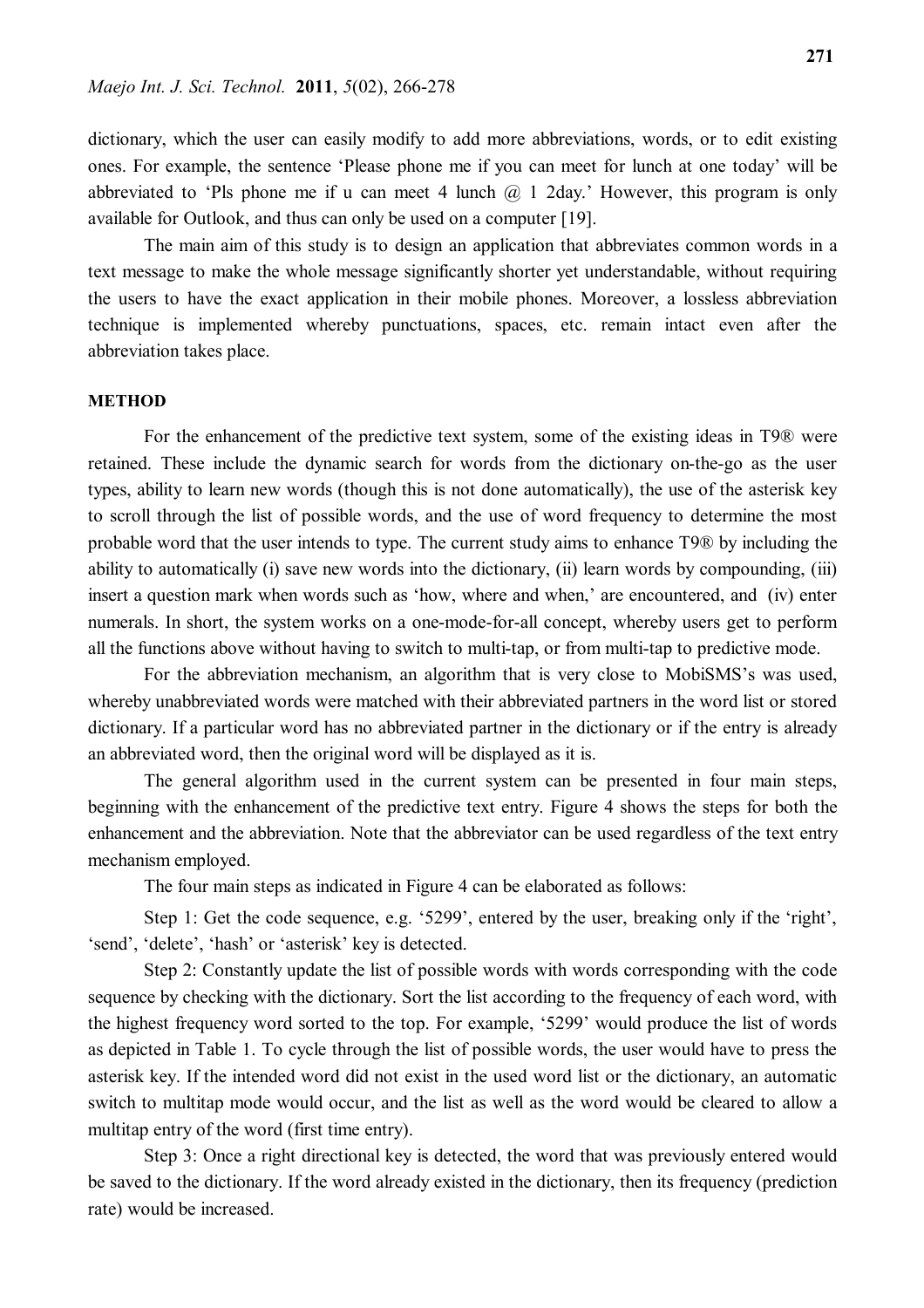dictionary, which the user can easily modify to add more abbreviations, words, or to edit existing ones. For example, the sentence 'Please phone me if you can meet for lunch at one today' will be abbreviated to 'Pls phone me if u can meet 4 lunch @ 1 2day.' However, this program is only available for Outlook, and thus can only be used on a computer [19].

The main aim of this study is to design an application that abbreviates common words in a text message to make the whole message significantly shorter yet understandable, without requiring the users to have the exact application in their mobile phones. Moreover, a lossless abbreviation technique is implemented whereby punctuations, spaces, etc. remain intact even after the abbreviation takes place.

## METHOD

For the enhancement of the predictive text system, some of the existing ideas in T9® were retained. These include the dynamic search for words from the dictionary on-the-go as the user types, ability to learn new words (though this is not done automatically), the use of the asterisk key to scroll through the list of possible words, and the use of word frequency to determine the most probable word that the user intends to type. The current study aims to enhance T9® by including the ability to automatically (i) save new words into the dictionary, (ii) learn words by compounding, (iii) insert a question mark when words such as 'how, where and when,' are encountered, and (iv) enter numerals. In short, the system works on a one-mode-for-all concept, whereby users get to perform all the functions above without having to switch to multi-tap, or from multi-tap to predictive mode.

For the abbreviation mechanism, an algorithm that is very close to MobiSMS's was used, whereby unabbreviated words were matched with their abbreviated partners in the word list or stored dictionary. If a particular word has no abbreviated partner in the dictionary or if the entry is already an abbreviated word, then the original word will be displayed as it is.

The general algorithm used in the current system can be presented in four main steps, beginning with the enhancement of the predictive text entry. Figure 4 shows the steps for both the enhancement and the abbreviation. Note that the abbreviator can be used regardless of the text entry mechanism employed.

The four main steps as indicated in Figure 4 can be elaborated as follows:

Step 1: Get the code sequence, e.g. '5299', entered by the user, breaking only if the 'right', 'send', 'delete', 'hash' or 'asterisk' key is detected.

Step 2: Constantly update the list of possible words with words corresponding with the code sequence by checking with the dictionary. Sort the list according to the frequency of each word, with the highest frequency word sorted to the top. For example, '5299' would produce the list of words as depicted in Table 1. To cycle through the list of possible words, the user would have to press the asterisk key. If the intended word did not exist in the used word list or the dictionary, an automatic switch to multitap mode would occur, and the list as well as the word would be cleared to allow a multitap entry of the word (first time entry).

Step 3: Once a right directional key is detected, the word that was previously entered would be saved to the dictionary. If the word already existed in the dictionary, then its frequency (prediction rate) would be increased.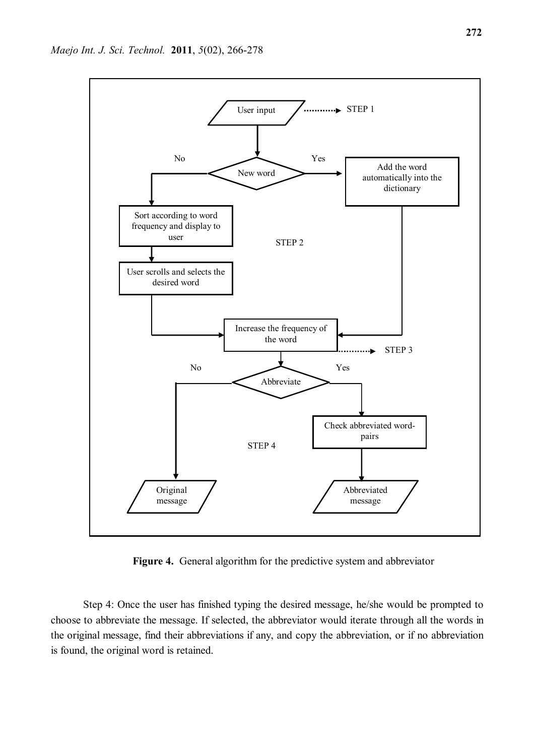User input

STEP 1

New word

No

Yes

Add the word automatically into the dictionary

Sort according to word frequency and display to user

STEP 2

User scrolls and selects the desired word

Increase the frequency of the word

STEP 3

Abbreviate

No

Yes

Check abbreviated word-pairs

STEP 4

Original message

Abbreviated message

**Figure 4.** General algorithm for the predictive system and abbreviator

Step 4: Once the user has finished typing the desired message, he/she would be prompted to choose to abbreviate the message. If selected, the abbreviator would iterate through all the words in the original message, find their abbreviations if any, and copy the abbreviation, or if no abbreviation is found, the original word is retained.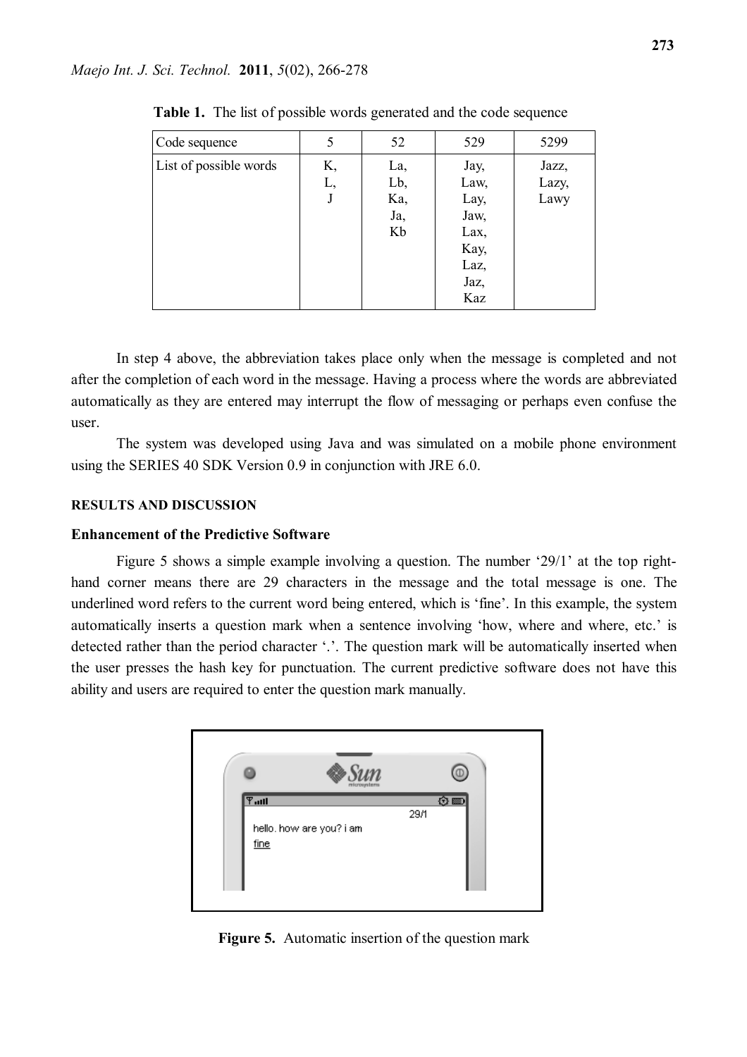**Table 1.** The list of possible words generated and the code sequence

| Code sequence | 5 | 52 | 529 | 5299 |
|---|---|---|---|---|
| List of possible words | K, L, J | La, Lb, Ka, Ja, Kb | Jay, Law, Lay, Jaw, Lax, Kay, Laz, Jaz, Kaz | Jazz, Lazy, Lawy |

In step 4 above, the abbreviation takes place only when the message is completed and not after the completion of each word in the message. Having a process where the words are abbreviated automatically as they are entered may interrupt the flow of messaging or perhaps even confuse the user.

The system was developed using Java and was simulated on a mobile phone environment using the SERIES 40 SDK Version 0.9 in conjunction with JRE 6.0.

## RESULTS AND DISCUSSION

### Enhancement of the Predictive Software

Figure 5 shows a simple example involving a question. The number '29/1' at the top right-hand corner means there are 29 characters in the message and the total message is one. The underlined word refers to the current word being entered, which is 'fine'. In this example, the system automatically inserts a question mark when a sentence involving 'how, where and where, etc.' is detected rather than the period character '.'. The question mark will be automatically inserted when the user presses the hash key for punctuation. The current predictive software does not have this ability and users are required to enter the question mark manually.

Sun
microsystems
29/1
hello. how are you? i am
fine

**Figure 5.** Automatic insertion of the question mark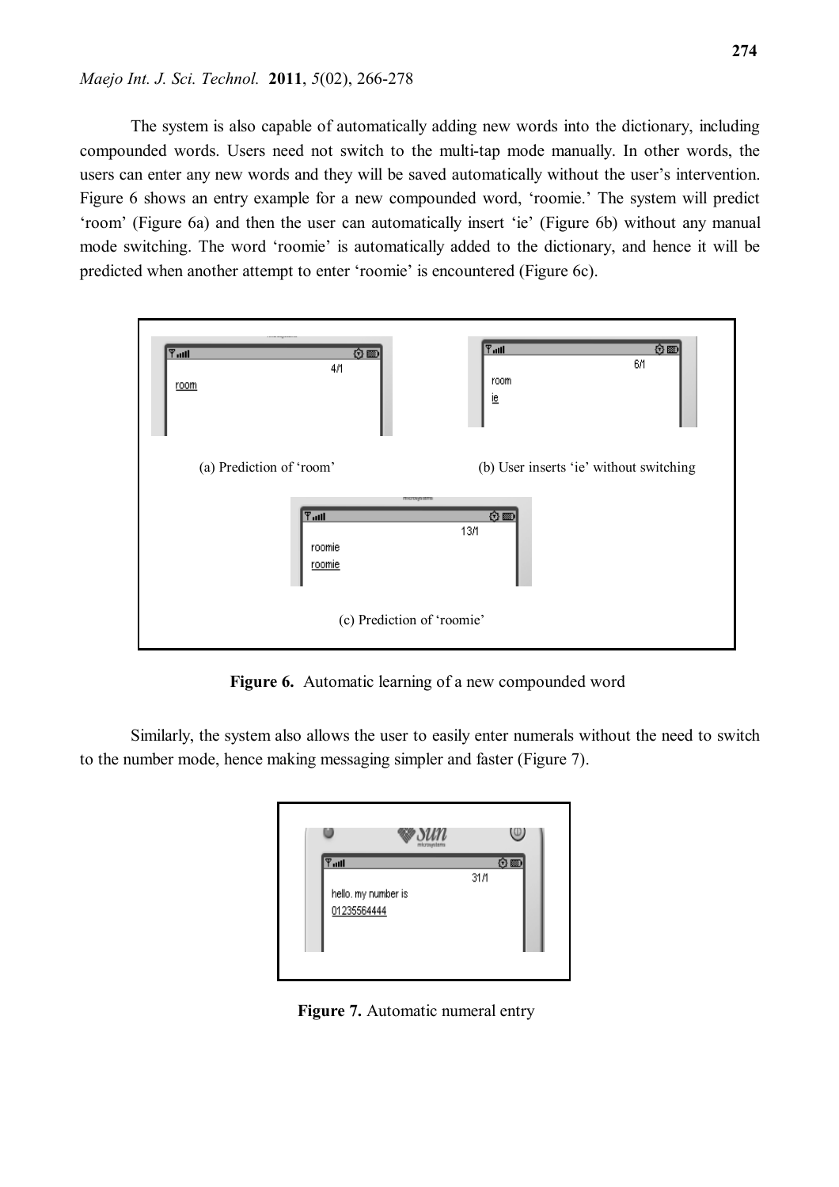The system is also capable of automatically adding new words into the dictionary, including compounded words. Users need not switch to the multi-tap mode manually. In other words, the users can enter any new words and they will be saved automatically without the user's intervention. Figure 6 shows an entry example for a new compounded word, 'roomie.' The system will predict 'room' (Figure 6a) and then the user can automatically insert 'ie' (Figure 6b) without any manual mode switching. The word 'roomie' is automatically added to the dictionary, and hence it will be predicted when another attempt to enter 'roomie' is encountered (Figure 6c).

(a) Prediction of 'room'

(b) User inserts 'ie' without switching

(c) Prediction of 'roomie'

**Figure 6.** Automatic learning of a new compounded word

Similarly, the system also allows the user to easily enter numerals without the need to switch to the number mode, hence making messaging simpler and faster (Figure 7).

**Figure 7.** Automatic numeral entry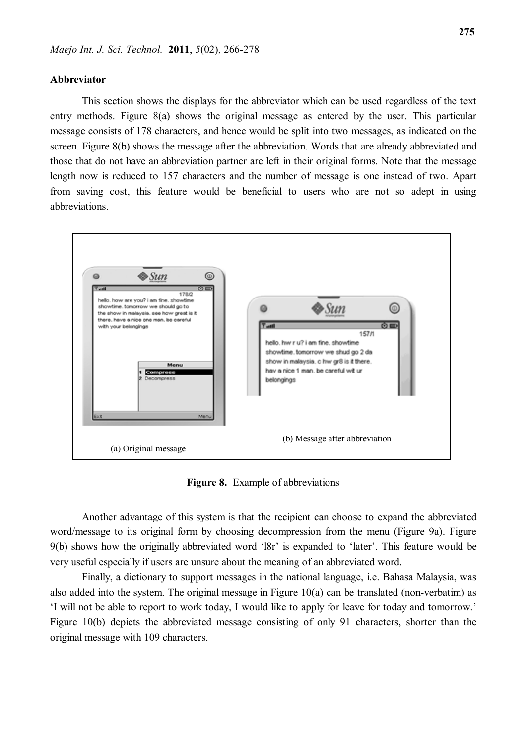### Abbreviator

This section shows the displays for the abbreviator which can be used regardless of the text entry methods. Figure 8(a) shows the original message as entered by the user. This particular message consists of 178 characters, and hence would be split into two messages, as indicated on the screen. Figure 8(b) shows the message after the abbreviation. Words that are already abbreviated and those that do not have an abbreviation partner are left in their original forms. Note that the message length now is reduced to 157 characters and the number of message is one instead of two. Apart from saving cost, this feature would be beneficial to users who are not so adept in using abbreviations.

(a) Original message

(b) Message after abbreviation

**Figure 8.** Example of abbreviations

Another advantage of this system is that the recipient can choose to expand the abbreviated word/message to its original form by choosing decompression from the menu (Figure 9a). Figure 9(b) shows how the originally abbreviated word 'l8r' is expanded to 'later'. This feature would be very useful especially if users are unsure about the meaning of an abbreviated word.

Finally, a dictionary to support messages in the national language, i.e. Bahasa Malaysia, was also added into the system. The original message in Figure 10(a) can be translated (non-verbatim) as 'I will not be able to report to work today, I would like to apply for leave for today and tomorrow.' Figure 10(b) depicts the abbreviated message consisting of only 91 characters, shorter than the original message with 109 characters.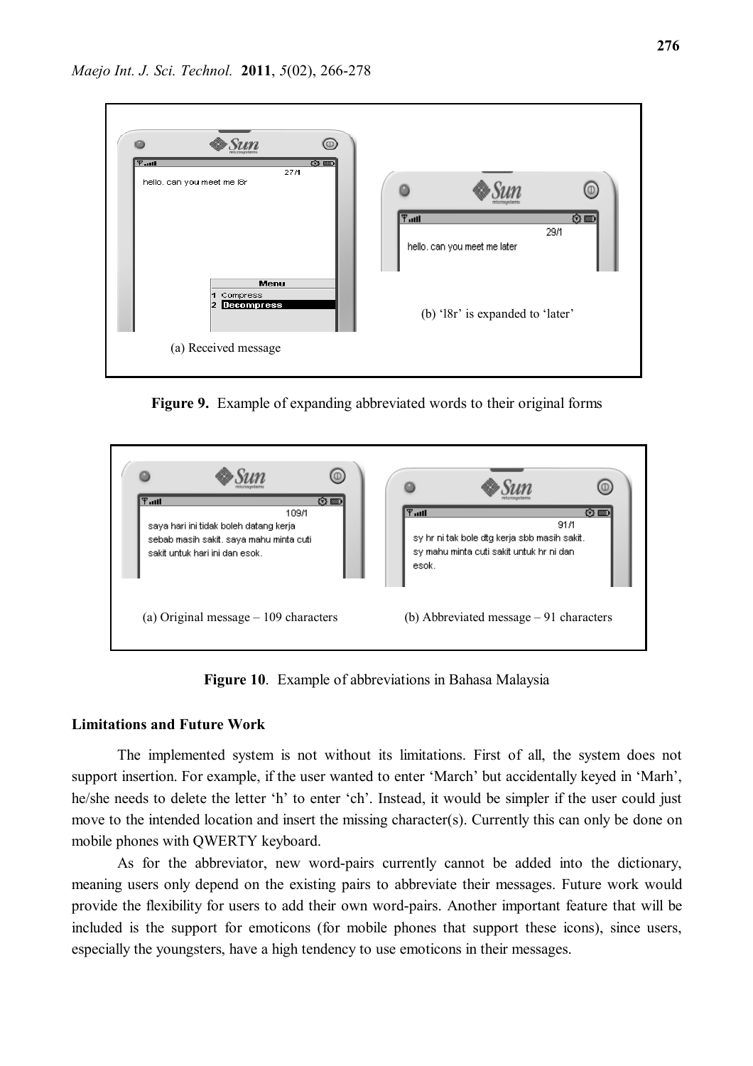(a) Received message

(b) 'l8r' is expanded to 'later'

**Figure 9.** Example of expanding abbreviated words to their original forms

(a) Original message – 109 characters

(b) Abbreviated message – 91 characters

**Figure 10**. Example of abbreviations in Bahasa Malaysia

**Limitations and Future Work**

The implemented system is not without its limitations. First of all, the system does not support insertion. For example, if the user wanted to enter 'March' but accidentally keyed in 'Marh', he/she needs to delete the letter 'h' to enter 'ch'. Instead, it would be simpler if the user could just move to the intended location and insert the missing character(s). Currently this can only be done on mobile phones with QWERTY keyboard.

As for the abbreviator, new word-pairs currently cannot be added into the dictionary, meaning users only depend on the existing pairs to abbreviate their messages. Future work would provide the flexibility for users to add their own word-pairs. Another important feature that will be included is the support for emoticons (for mobile phones that support these icons), since users, especially the youngsters, have a high tendency to use emoticons in their messages.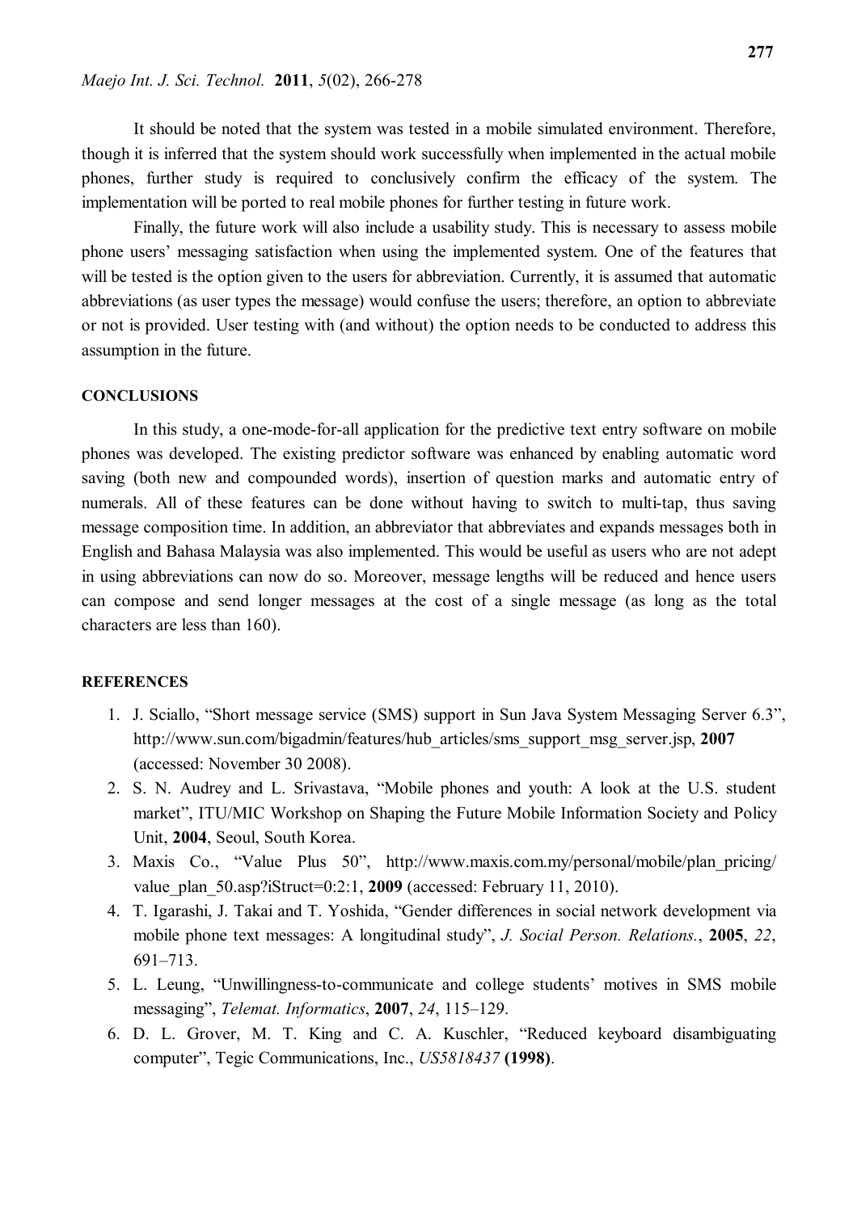It should be noted that the system was tested in a mobile simulated environment. Therefore, though it is inferred that the system should work successfully when implemented in the actual mobile phones, further study is required to conclusively confirm the efficacy of the system. The implementation will be ported to real mobile phones for further testing in future work.

Finally, the future work will also include a usability study. This is necessary to assess mobile phone users' messaging satisfaction when using the implemented system. One of the features that will be tested is the option given to the users for abbreviation. Currently, it is assumed that automatic abbreviations (as user types the message) would confuse the users; therefore, an option to abbreviate or not is provided. User testing with (and without) the option needs to be conducted to address this assumption in the future.

## CONCLUSIONS

In this study, a one-mode-for-all application for the predictive text entry software on mobile phones was developed. The existing predictor software was enhanced by enabling automatic word saving (both new and compounded words), insertion of question marks and automatic entry of numerals. All of these features can be done without having to switch to multi-tap, thus saving message composition time. In addition, an abbreviator that abbreviates and expands messages both in English and Bahasa Malaysia was also implemented. This would be useful as users who are not adept in using abbreviations can now do so. Moreover, message lengths will be reduced and hence users can compose and send longer messages at the cost of a single message (as long as the total characters are less than 160).

## REFERENCES

1. J. Sciallo, "Short message service (SMS) support in Sun Java System Messaging Server 6.3", http://www.sun.com/bigadmin/features/hub_articles/sms_support_msg_server.jsp, **2007** (accessed: November 30 2008).
2. S. N. Audrey and L. Srivastava, "Mobile phones and youth: A look at the U.S. student market", ITU/MIC Workshop on Shaping the Future Mobile Information Society and Policy Unit, **2004**, Seoul, South Korea.
3. Maxis Co., "Value Plus 50", http://www.maxis.com.my/personal/mobile/plan_pricing/value_plan_50.asp?iStruct=0:2:1, **2009** (accessed: February 11, 2010).
4. T. Igarashi, J. Takai and T. Yoshida, "Gender differences in social network development via mobile phone text messages: A longitudinal study", *J. Social Person. Relations.*, **2005**, *22*, 691–713.
5. L. Leung, "Unwillingness-to-communicate and college students' motives in SMS mobile messaging", *Telemat. Informatics*, **2007**, *24*, 115–129.
6. D. L. Grover, M. T. King and C. A. Kuschler, "Reduced keyboard disambiguating computer", Tegic Communications, Inc., *US5818437* **(1998)**.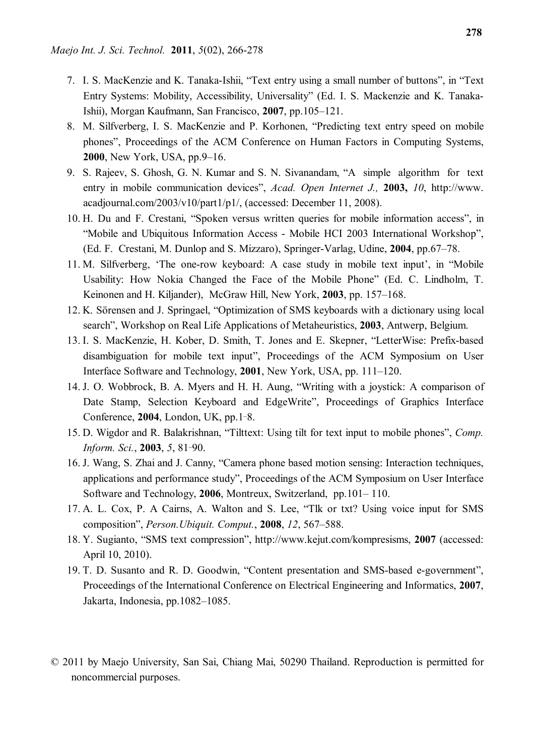7. I. S. MacKenzie and K. Tanaka-Ishii, "Text entry using a small number of buttons", in "Text Entry Systems: Mobility, Accessibility, Universality" (Ed. I. S. Mackenzie and K. Tanaka-Ishii), Morgan Kaufmann, San Francisco, **2007**, pp.105–121.
8. M. Silfverberg, I. S. MacKenzie and P. Korhonen, "Predicting text entry speed on mobile phones", Proceedings of the ACM Conference on Human Factors in Computing Systems, **2000**, New York, USA, pp.9–16.
9. S. Rajeev, S. Ghosh, G. N. Kumar and S. N. Sivanandam, "A simple algorithm for text entry in mobile communication devices", *Acad. Open Internet J.,* **2003,** *10*, http://www.acadjournal.com/2003/v10/part1/p1/, (accessed: December 11, 2008).
10. H. Du and F. Crestani, "Spoken versus written queries for mobile information access", in "Mobile and Ubiquitous Information Access - Mobile HCI 2003 International Workshop", (Ed. F. Crestani, M. Dunlop and S. Mizzaro), Springer-Varlag, Udine, **2004**, pp.67–78.
11. M. Silfverberg, 'The one-row keyboard: A case study in mobile text input', in "Mobile Usability: How Nokia Changed the Face of the Mobile Phone" (Ed. C. Lindholm, T. Keinonen and H. Kiljander), McGraw Hill, New York, **2003**, pp. 157–168.
12. K. Sörensen and J. Springael, "Optimization of SMS keyboards with a dictionary using local search", Workshop on Real Life Applications of Metaheuristics, **2003**, Antwerp, Belgium.
13. I. S. MacKenzie, H. Kober, D. Smith, T. Jones and E. Skepner, "LetterWise: Prefix-based disambiguation for mobile text input", Proceedings of the ACM Symposium on User Interface Software and Technology, **2001**, New York, USA, pp. 111–120.
14. J. O. Wobbrock, B. A. Myers and H. H. Aung, "Writing with a joystick: A comparison of Date Stamp, Selection Keyboard and EdgeWrite", Proceedings of Graphics Interface Conference, **2004**, London, UK, pp.1–8.
15. D. Wigdor and R. Balakrishnan, "Tilttext: Using tilt for text input to mobile phones", *Comp. Inform. Sci.*, **2003**, *5*, 81–90.
16. J. Wang, S. Zhai and J. Canny, "Camera phone based motion sensing: Interaction techniques, applications and performance study", Proceedings of the ACM Symposium on User Interface Software and Technology, **2006**, Montreux, Switzerland, pp.101– 110.
17. A. L. Cox, P. A Cairns, A. Walton and S. Lee, "Tlk or txt? Using voice input for SMS composition", *Person.Ubiquit. Comput.*, **2008**, *12*, 567–588.
18. Y. Sugianto, "SMS text compression", http://www.kejut.com/kompresisms, **2007** (accessed: April 10, 2010).
19. T. D. Susanto and R. D. Goodwin, "Content presentation and SMS-based e-government", Proceedings of the International Conference on Electrical Engineering and Informatics, **2007**, Jakarta, Indonesia, pp.1082–1085.

© 2011 by Maejo University, San Sai, Chiang Mai, 50290 Thailand. Reproduction is permitted for noncommercial purposes.